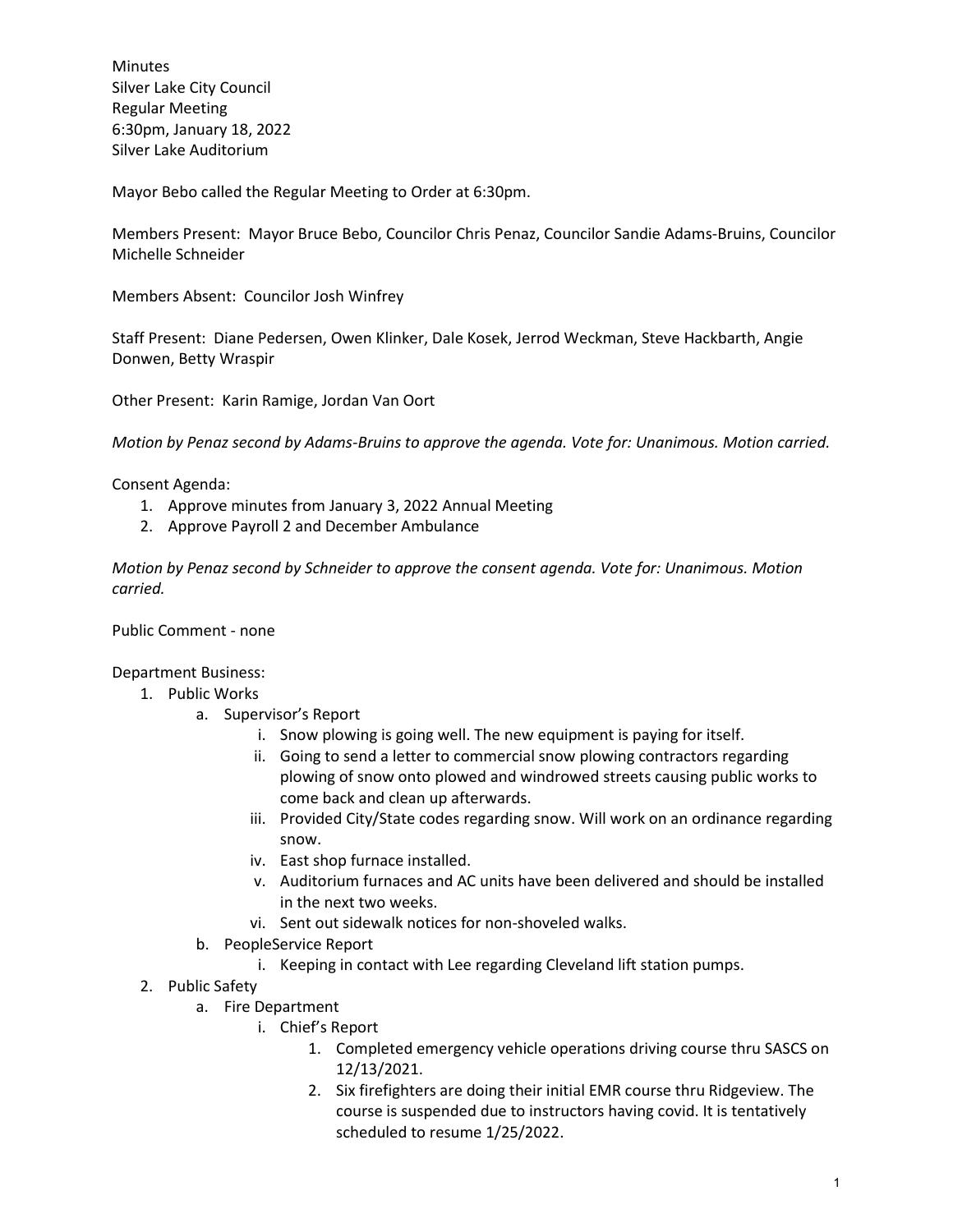Minutes
Silver Lake City Council
Regular Meeting
6:30pm, January 18, 2022
Silver Lake Auditorium

Mayor Bebo called the Regular Meeting to Order at 6:30pm.

Members Present: Mayor Bruce Bebo, Councilor Chris Penaz, Councilor Sandie Adams-Bruins, Councilor Michelle Schneider

Members Absent: Councilor Josh Winfrey

Staff Present: Diane Pedersen, Owen Klinker, Dale Kosek, Jerrod Weckman, Steve Hackbarth, Angie Donwen, Betty Wraspir

Other Present: Karin Ramige, Jordan Van Oort

*Motion by Penaz second by Adams-Bruins to approve the agenda. Vote for: Unanimous. Motion carried.*

Consent Agenda:

1. Approve minutes from January 3, 2022 Annual Meeting
2. Approve Payroll 2 and December Ambulance

*Motion by Penaz second by Schneider to approve the consent agenda. Vote for: Unanimous. Motion carried.*

Public Comment - none

Department Business:

1. Public Works
    a. Supervisor's Report
        i. Snow plowing is going well. The new equipment is paying for itself.
        ii. Going to send a letter to commercial snow plowing contractors regarding plowing of snow onto plowed and windrowed streets causing public works to come back and clean up afterwards.
        iii. Provided City/State codes regarding snow. Will work on an ordinance regarding snow.
        iv. East shop furnace installed.
        v. Auditorium furnaces and AC units have been delivered and should be installed in the next two weeks.
        vi. Sent out sidewalk notices for non-shoveled walks.
    b. PeopleService Report
        i. Keeping in contact with Lee regarding Cleveland lift station pumps.
2. Public Safety
    a. Fire Department
        i. Chief's Report
            1. Completed emergency vehicle operations driving course thru SASCS on 12/13/2021.
            2. Six firefighters are doing their initial EMR course thru Ridgeview. The course is suspended due to instructors having covid. It is tentatively scheduled to resume 1/25/2022.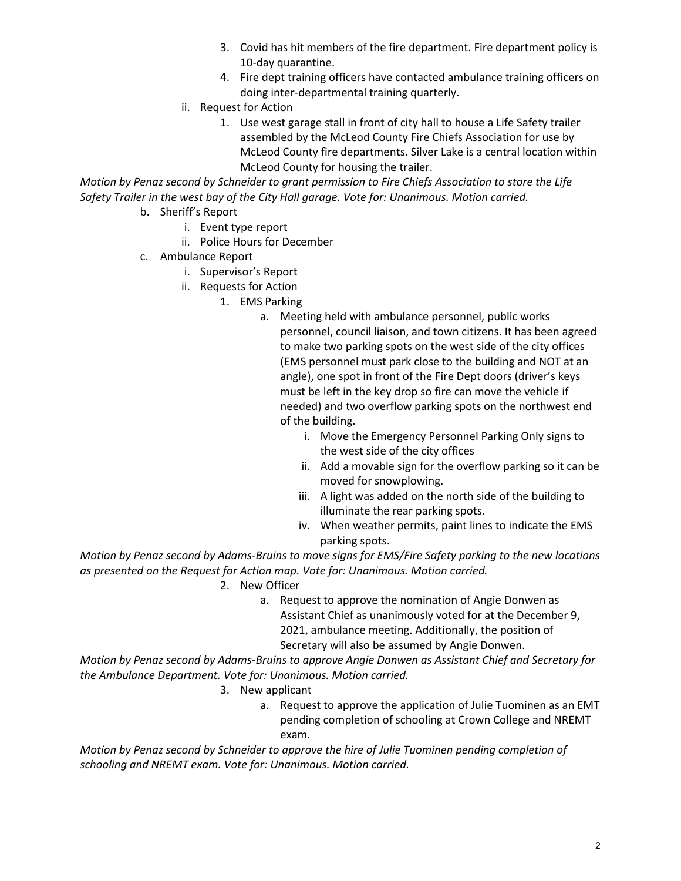3. Covid has hit members of the fire department. Fire department policy is 10-day quarantine.
4. Fire dept training officers have contacted ambulance training officers on doing inter-departmental training quarterly.

ii. Request for Action

1. Use west garage stall in front of city hall to house a Life Safety trailer assembled by the McLeod County Fire Chiefs Association for use by McLeod County fire departments. Silver Lake is a central location within McLeod County for housing the trailer.

*Motion by Penaz second by Schneider to grant permission to Fire Chiefs Association to store the Life Safety Trailer in the west bay of the City Hall garage. Vote for: Unanimous. Motion carried.*

b. Sheriff's Report

i. Event type report

ii. Police Hours for December

c. Ambulance Report

i. Supervisor's Report

ii. Requests for Action

1. EMS Parking

a. Meeting held with ambulance personnel, public works personnel, council liaison, and town citizens. It has been agreed to make two parking spots on the west side of the city offices (EMS personnel must park close to the building and NOT at an angle), one spot in front of the Fire Dept doors (driver's keys must be left in the key drop so fire can move the vehicle if needed) and two overflow parking spots on the northwest end of the building.

i. Move the Emergency Personnel Parking Only signs to the west side of the city offices

ii. Add a movable sign for the overflow parking so it can be moved for snowplowing.

iii. A light was added on the north side of the building to illuminate the rear parking spots.

iv. When weather permits, paint lines to indicate the EMS parking spots.

*Motion by Penaz second by Adams-Bruins to move signs for EMS/Fire Safety parking to the new locations as presented on the Request for Action map. Vote for: Unanimous. Motion carried.*

2. New Officer

a. Request to approve the nomination of Angie Donwen as Assistant Chief as unanimously voted for at the December 9, 2021, ambulance meeting. Additionally, the position of Secretary will also be assumed by Angie Donwen.

*Motion by Penaz second by Adams-Bruins to approve Angie Donwen as Assistant Chief and Secretary for the Ambulance Department. Vote for: Unanimous. Motion carried.*

3. New applicant

a. Request to approve the application of Julie Tuominen as an EMT pending completion of schooling at Crown College and NREMT exam.

*Motion by Penaz second by Schneider to approve the hire of Julie Tuominen pending completion of schooling and NREMT exam. Vote for: Unanimous. Motion carried.*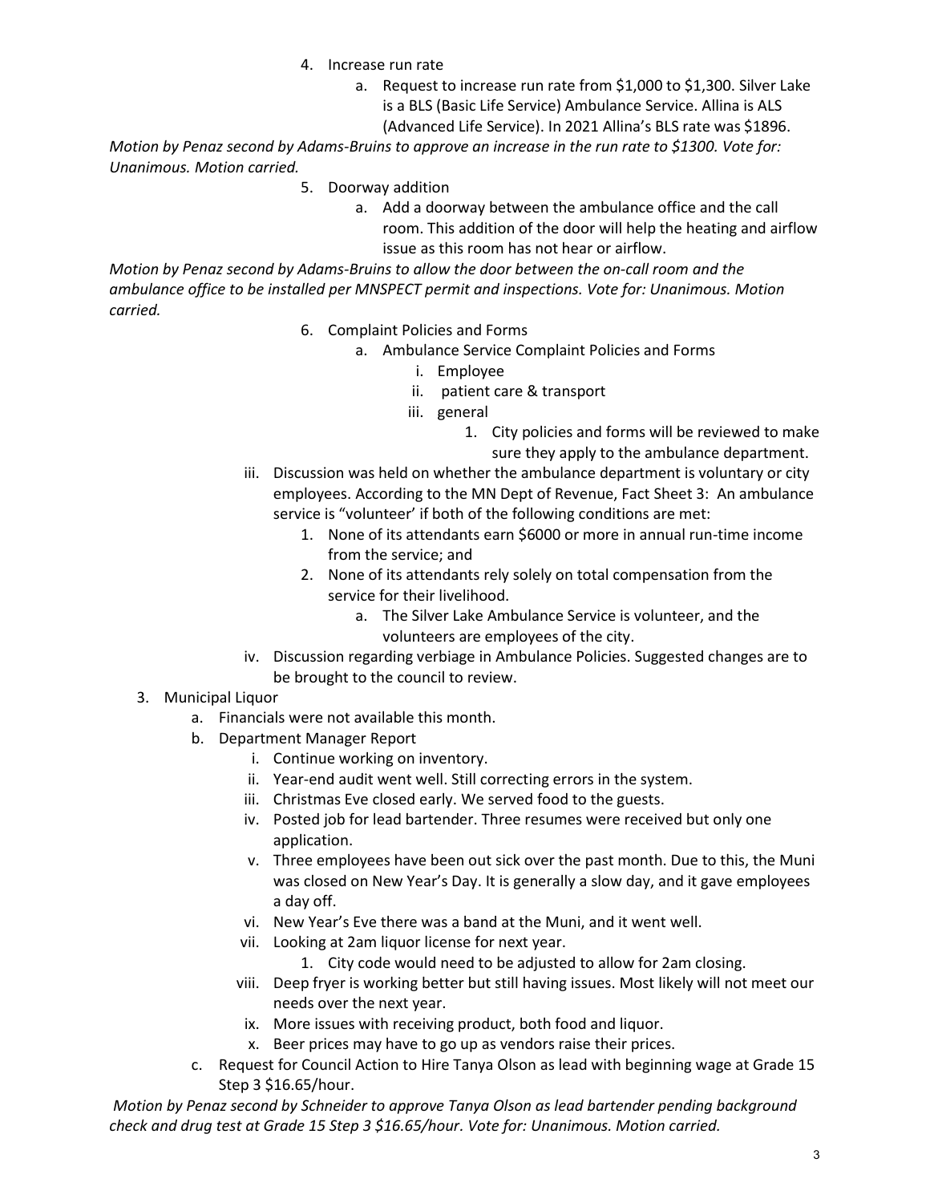4. Increase run rate
    a. Request to increase run rate from $1,000 to $1,300. Silver Lake is a BLS (Basic Life Service) Ambulance Service. Allina is ALS (Advanced Life Service). In 2021 Allina's BLS rate was $1896.

*Motion by Penaz second by Adams-Bruins to approve an increase in the run rate to $1300. Vote for: Unanimous. Motion carried.*

5. Doorway addition
    a. Add a doorway between the ambulance office and the call room. This addition of the door will help the heating and airflow issue as this room has not hear or airflow.

*Motion by Penaz second by Adams-Bruins to allow the door between the on-call room and the ambulance office to be installed per MNSPECT permit and inspections. Vote for: Unanimous. Motion carried.*

6. Complaint Policies and Forms
    a. Ambulance Service Complaint Policies and Forms
        i. Employee
        ii. patient care & transport
        iii. general
            1. City policies and forms will be reviewed to make sure they apply to the ambulance department.

iii. Discussion was held on whether the ambulance department is voluntary or city employees. According to the MN Dept of Revenue, Fact Sheet 3: An ambulance service is "volunteer' if both of the following conditions are met:
    1. None of its attendants earn $6000 or more in annual run-time income from the service; and
    2. None of its attendants rely solely on total compensation from the service for their livelihood.
        a. The Silver Lake Ambulance Service is volunteer, and the volunteers are employees of the city.

iv. Discussion regarding verbiage in Ambulance Policies. Suggested changes are to be brought to the council to review.

3. Municipal Liquor
    a. Financials were not available this month.
    b. Department Manager Report
        i. Continue working on inventory.
        ii. Year-end audit went well. Still correcting errors in the system.
        iii. Christmas Eve closed early. We served food to the guests.
        iv. Posted job for lead bartender. Three resumes were received but only one application.
        v. Three employees have been out sick over the past month. Due to this, the Muni was closed on New Year's Day. It is generally a slow day, and it gave employees a day off.
        vi. New Year's Eve there was a band at the Muni, and it went well.
        vii. Looking at 2am liquor license for next year.
            1. City code would need to be adjusted to allow for 2am closing.
        viii. Deep fryer is working better but still having issues. Most likely will not meet our needs over the next year.
        ix. More issues with receiving product, both food and liquor.
        x. Beer prices may have to go up as vendors raise their prices.
    c. Request for Council Action to Hire Tanya Olson as lead with beginning wage at Grade 15 Step 3 $16.65/hour.

*Motion by Penaz second by Schneider to approve Tanya Olson as lead bartender pending background check and drug test at Grade 15 Step 3 $16.65/hour. Vote for: Unanimous. Motion carried.*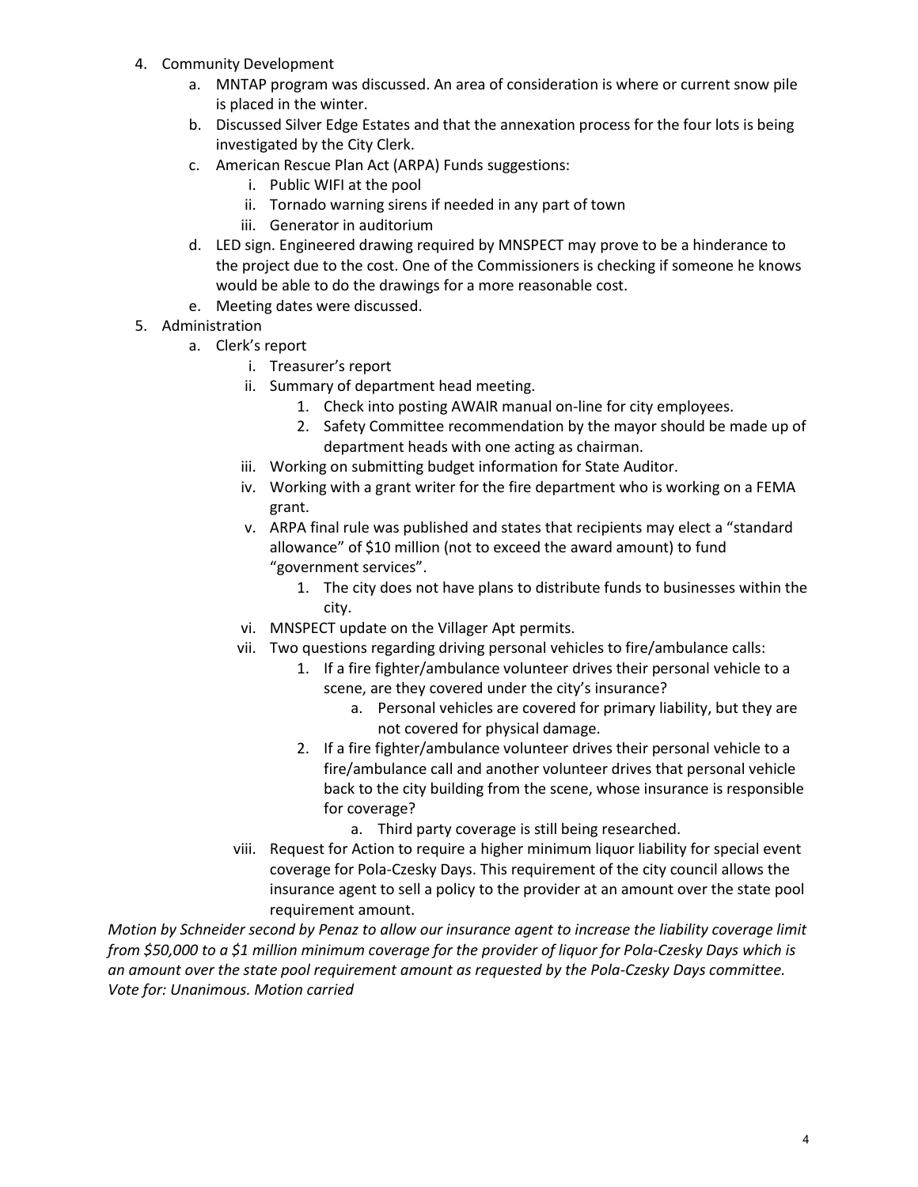4. Community Development
    a. MNTAP program was discussed. An area of consideration is where or current snow pile is placed in the winter.
    b. Discussed Silver Edge Estates and that the annexation process for the four lots is being investigated by the City Clerk.
    c. American Rescue Plan Act (ARPA) Funds suggestions:
        i. Public WIFI at the pool
        ii. Tornado warning sirens if needed in any part of town
        iii. Generator in auditorium
    d. LED sign. Engineered drawing required by MNSPECT may prove to be a hinderance to the project due to the cost. One of the Commissioners is checking if someone he knows would be able to do the drawings for a more reasonable cost.
    e. Meeting dates were discussed.
5. Administration
    a. Clerk's report
        i. Treasurer's report
        ii. Summary of department head meeting.
            1. Check into posting AWAIR manual on-line for city employees.
            2. Safety Committee recommendation by the mayor should be made up of department heads with one acting as chairman.
        iii. Working on submitting budget information for State Auditor.
        iv. Working with a grant writer for the fire department who is working on a FEMA grant.
        v. ARPA final rule was published and states that recipients may elect a "standard allowance" of $10 million (not to exceed the award amount) to fund "government services".
            1. The city does not have plans to distribute funds to businesses within the city.
        vi. MNSPECT update on the Villager Apt permits.
        vii. Two questions regarding driving personal vehicles to fire/ambulance calls:
            1. If a fire fighter/ambulance volunteer drives their personal vehicle to a scene, are they covered under the city's insurance?
                a. Personal vehicles are covered for primary liability, but they are not covered for physical damage.
            2. If a fire fighter/ambulance volunteer drives their personal vehicle to a fire/ambulance call and another volunteer drives that personal vehicle back to the city building from the scene, whose insurance is responsible for coverage?
                a. Third party coverage is still being researched.
        viii. Request for Action to require a higher minimum liquor liability for special event coverage for Pola-Czesky Days. This requirement of the city council allows the insurance agent to sell a policy to the provider at an amount over the state pool requirement amount.

*Motion by Schneider second by Penaz to allow our insurance agent to increase the liability coverage limit from $50,000 to a $1 million minimum coverage for the provider of liquor for Pola-Czesky Days which is an amount over the state pool requirement amount as requested by the Pola-Czesky Days committee. Vote for: Unanimous. Motion carried*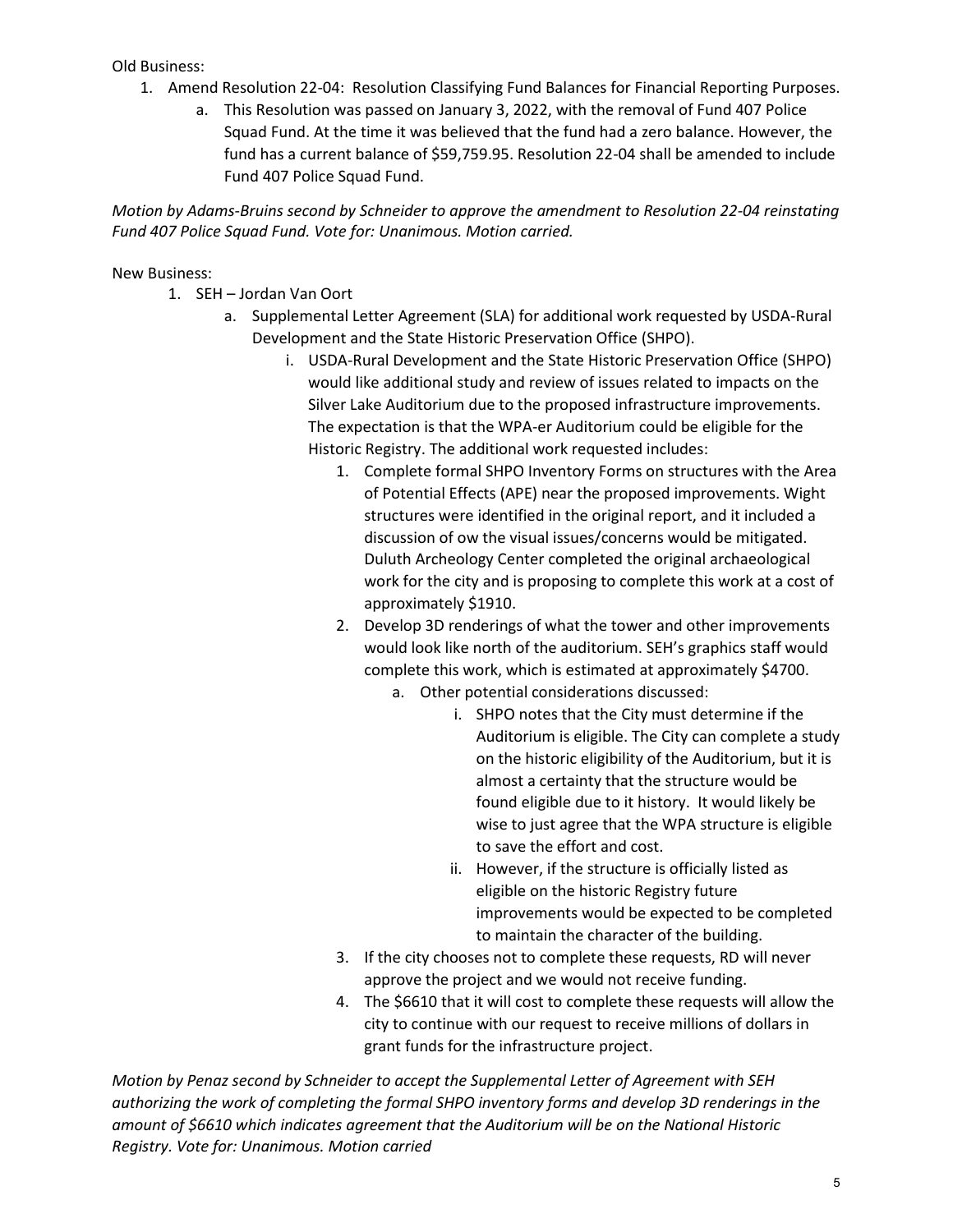Old Business:

1. Amend Resolution 22-04: Resolution Classifying Fund Balances for Financial Reporting Purposes.
    a. This Resolution was passed on January 3, 2022, with the removal of Fund 407 Police Squad Fund. At the time it was believed that the fund had a zero balance. However, the fund has a current balance of $59,759.95. Resolution 22-04 shall be amended to include Fund 407 Police Squad Fund.

*Motion by Adams-Bruins second by Schneider to approve the amendment to Resolution 22-04 reinstating Fund 407 Police Squad Fund. Vote for: Unanimous. Motion carried.*

New Business:

1. SEH – Jordan Van Oort
    a. Supplemental Letter Agreement (SLA) for additional work requested by USDA-Rural Development and the State Historic Preservation Office (SHPO).
        i. USDA-Rural Development and the State Historic Preservation Office (SHPO) would like additional study and review of issues related to impacts on the Silver Lake Auditorium due to the proposed infrastructure improvements. The expectation is that the WPA-er Auditorium could be eligible for the Historic Registry. The additional work requested includes:
            1. Complete formal SHPO Inventory Forms on structures with the Area of Potential Effects (APE) near the proposed improvements. Wight structures were identified in the original report, and it included a discussion of ow the visual issues/concerns would be mitigated. Duluth Archeology Center completed the original archaeological work for the city and is proposing to complete this work at a cost of approximately $1910.
            2. Develop 3D renderings of what the tower and other improvements would look like north of the auditorium. SEH's graphics staff would complete this work, which is estimated at approximately $4700.
                a. Other potential considerations discussed:
                    i. SHPO notes that the City must determine if the Auditorium is eligible. The City can complete a study on the historic eligibility of the Auditorium, but it is almost a certainty that the structure would be found eligible due to it history. It would likely be wise to just agree that the WPA structure is eligible to save the effort and cost.
                    ii. However, if the structure is officially listed as eligible on the historic Registry future improvements would be expected to be completed to maintain the character of the building.
            3. If the city chooses not to complete these requests, RD will never approve the project and we would not receive funding.
            4. The $6610 that it will cost to complete these requests will allow the city to continue with our request to receive millions of dollars in grant funds for the infrastructure project.

*Motion by Penaz second by Schneider to accept the Supplemental Letter of Agreement with SEH authorizing the work of completing the formal SHPO inventory forms and develop 3D renderings in the amount of $6610 which indicates agreement that the Auditorium will be on the National Historic Registry. Vote for: Unanimous. Motion carried*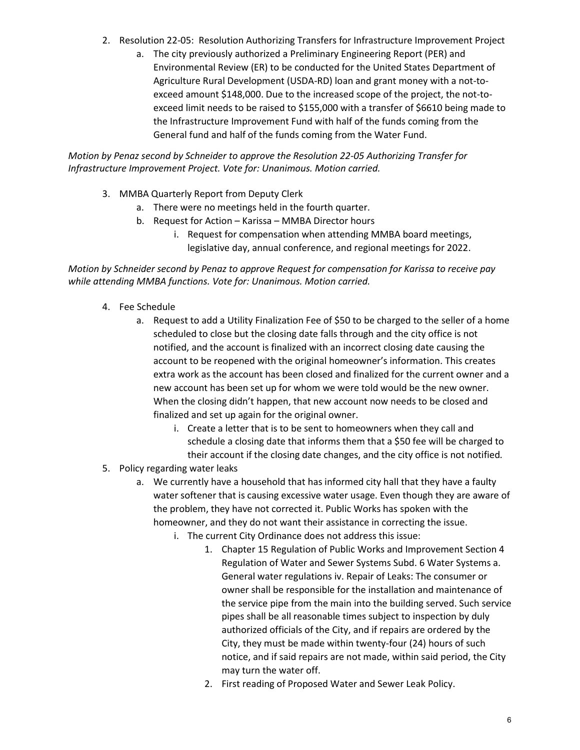2. Resolution 22-05: Resolution Authorizing Transfers for Infrastructure Improvement Project
    a. The city previously authorized a Preliminary Engineering Report (PER) and Environmental Review (ER) to be conducted for the United States Department of Agriculture Rural Development (USDA-RD) loan and grant money with a not-to-exceed amount $148,000. Due to the increased scope of the project, the not-to-exceed limit needs to be raised to $155,000 with a transfer of $6610 being made to the Infrastructure Improvement Fund with half of the funds coming from the General fund and half of the funds coming from the Water Fund.

*Motion by Penaz second by Schneider to approve the Resolution 22-05 Authorizing Transfer for Infrastructure Improvement Project. Vote for: Unanimous. Motion carried.*

3. MMBA Quarterly Report from Deputy Clerk
    a. There were no meetings held in the fourth quarter.
    b. Request for Action – Karissa – MMBA Director hours
        i. Request for compensation when attending MMBA board meetings, legislative day, annual conference, and regional meetings for 2022.

*Motion by Schneider second by Penaz to approve Request for compensation for Karissa to receive pay while attending MMBA functions. Vote for: Unanimous. Motion carried.*

4. Fee Schedule
    a. Request to add a Utility Finalization Fee of $50 to be charged to the seller of a home scheduled to close but the closing date falls through and the city office is not notified, and the account is finalized with an incorrect closing date causing the account to be reopened with the original homeowner's information. This creates extra work as the account has been closed and finalized for the current owner and a new account has been set up for whom we were told would be the new owner. When the closing didn't happen, that new account now needs to be closed and finalized and set up again for the original owner.
        i. Create a letter that is to be sent to homeowners when they call and schedule a closing date that informs them that a $50 fee will be charged to their account if the closing date changes, and the city office is not notified.
5. Policy regarding water leaks
    a. We currently have a household that has informed city hall that they have a faulty water softener that is causing excessive water usage. Even though they are aware of the problem, they have not corrected it. Public Works has spoken with the homeowner, and they do not want their assistance in correcting the issue.
        i. The current City Ordinance does not address this issue:
            1. Chapter 15 Regulation of Public Works and Improvement Section 4 Regulation of Water and Sewer Systems Subd. 6 Water Systems a. General water regulations iv. Repair of Leaks: The consumer or owner shall be responsible for the installation and maintenance of the service pipe from the main into the building served. Such service pipes shall be all reasonable times subject to inspection by duly authorized officials of the City, and if repairs are ordered by the City, they must be made within twenty-four (24) hours of such notice, and if said repairs are not made, within said period, the City may turn the water off.
            2. First reading of Proposed Water and Sewer Leak Policy.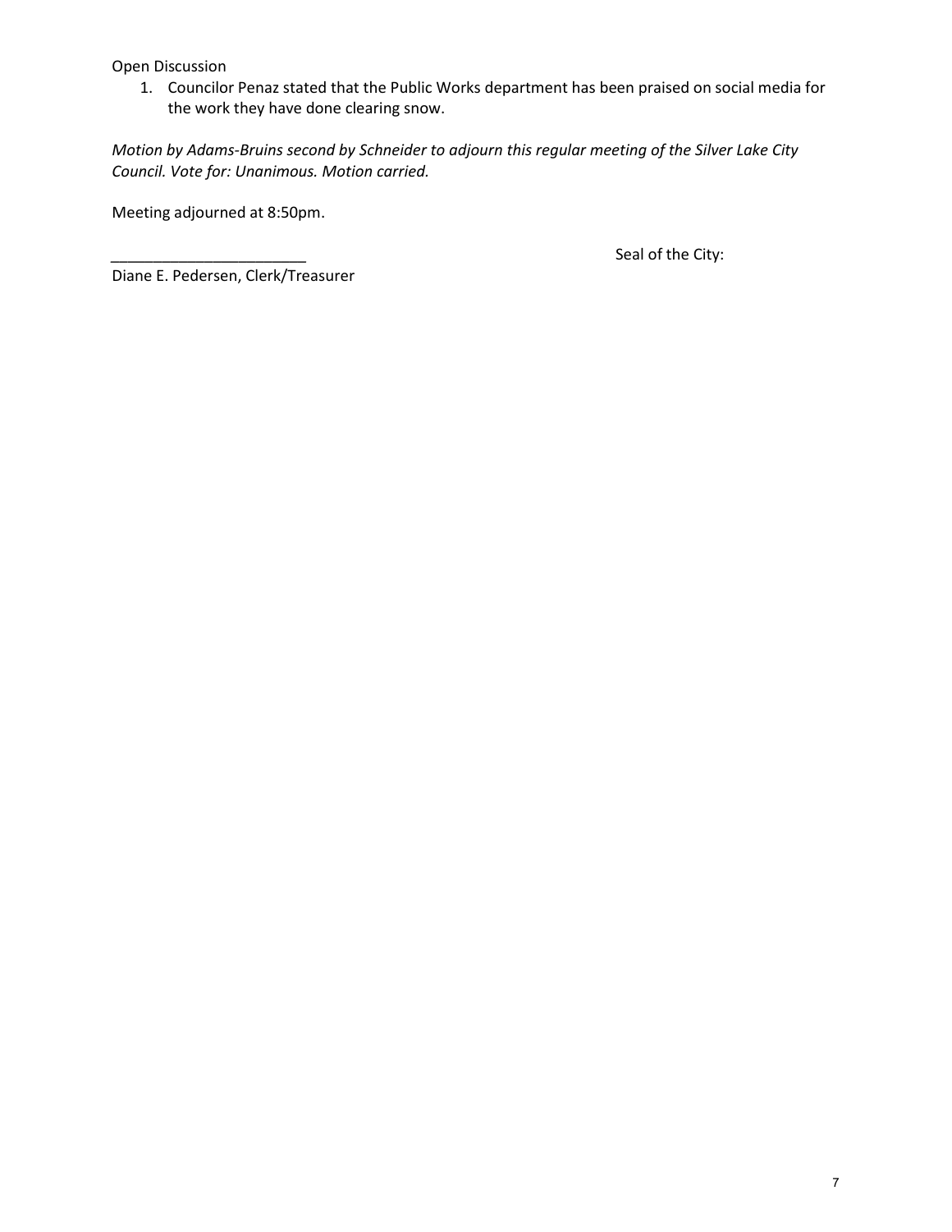Open Discussion

1. Councilor Penaz stated that the Public Works department has been praised on social media for the work they have done clearing snow.

*Motion by Adams-Bruins second by Schneider to adjourn this regular meeting of the Silver Lake City Council. Vote for: Unanimous. Motion carried.*

Meeting adjourned at 8:50pm.

_______________________ Seal of the City:

Diane E. Pedersen, Clerk/Treasurer